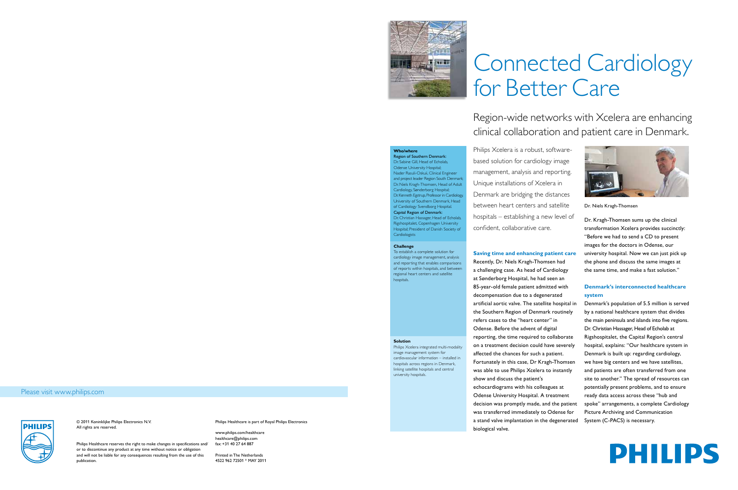# Connected Cardiology for Better Care

## Region-wide networks with Xcelera are enhancing clinical collaboration and patient care in Denmark.

**Who/where**

**Region of Southern Denmark:**
Dr. Sabine Gill, Head of Echolab, Odense University Hospital;
Nader Rasuli-Oskuii, Clinical Engineer and project leader Region South Denmark;
Dr. Niels Kragh-Thomsen, Head of Adult Cardiology, Sønderborg Hospital;
Dr. Kenneth Egstrup, Professor in Cardiology, University of Southern Denmark, Head of Cardiology Svendborg Hospital.

**Capital Region of Denmark:**
Dr. Christian Hassager, Head of Echolab, Rigshospitalet, Copenhagen University Hospital; President of Danish Society of Cardiologists

**Challenge**

To establish a complete solution for cardiology image management, analysis and reporting that enables comparisons of reports within hospitals, and between regional heart centers and satellite hospitals.

**Solution**

Philips Xcelera integrated multi-modality image management system for cardiovascular information – installed in hospitals across regions in Denmark, linking satellite hospitals and central university hospitals.

Philips Xcelera is a robust, software-based solution for cardiology image management, analysis and reporting. Unique installations of Xcelera in Denmark are bridging the distances between heart centers and satellite hospitals – establishing a new level of confident, collaborative care.

### Saving time and enhancing patient care

Recently, Dr. Niels Kragh-Thomsen had a challenging case. As head of Cardiology at Sønderborg Hospital, he had seen an 85-year-old female patient admitted with decompensation due to a degenerated artificial aortic valve. The satellite hospital in the Southern Region of Denmark routinely refers cases to the "heart center" in Odense. Before the advent of digital reporting, the time required to collaborate on a treatment decision could have severely affected the chances for such a patient. Fortunately in this case, Dr Kragh-Thomsen was able to use Philips Xcelera to instantly show and discuss the patient's echocardiograms with his colleagues at Odense University Hospital. A treatment decision was promptly made, and the patient was transferred immediately to Odense for a stand valve implantation in the degenerated biological valve.

Dr. Niels Kragh-Thomsen

Dr. Kragh-Thomsen sums up the clinical transformation Xcelera provides succinctly: "Before we had to send a CD to present images for the doctors in Odense, our university hospital. Now we can just pick up the phone and discuss the same images at the same time, and make a fast solution."

### Denmark's interconnected healthcare system

Denmark's population of 5.5 million is served by a national healthcare system that divides the main peninsula and islands into five regions. Dr. Christian Hassager, Head of Echolab at Rigshospitalet, the Capital Region's central hospital, explains: "Our healthcare system in Denmark is built up: regarding cardiology, we have big centers and we have satellites, and patients are often transferred from one site to another." The spread of resources can potentially present problems, and to ensure ready data access across these "hub and spoke" arrangements, a complete Cardiology Picture Archiving and Communication System (C-PACS) is necessary.

Please visit www.philips.com

PHILIPS

© 2011 Koninklijke Philips Electronics N.V.
All rights are reserved.

Philips Healthcare reserves the right to make changes in specifications and/or to discontinue any product at any time without notice or obligation and will not be liable for any consequences resulting from the use of this publication.

Philips Healthcare is part of Royal Philips Electronics

www.philips.com/healthcare
healthcare@philips.com
fax: +31 40 27 64 887

Printed in The Netherlands
4522 962 72501 * MAY 2011

PHILIPS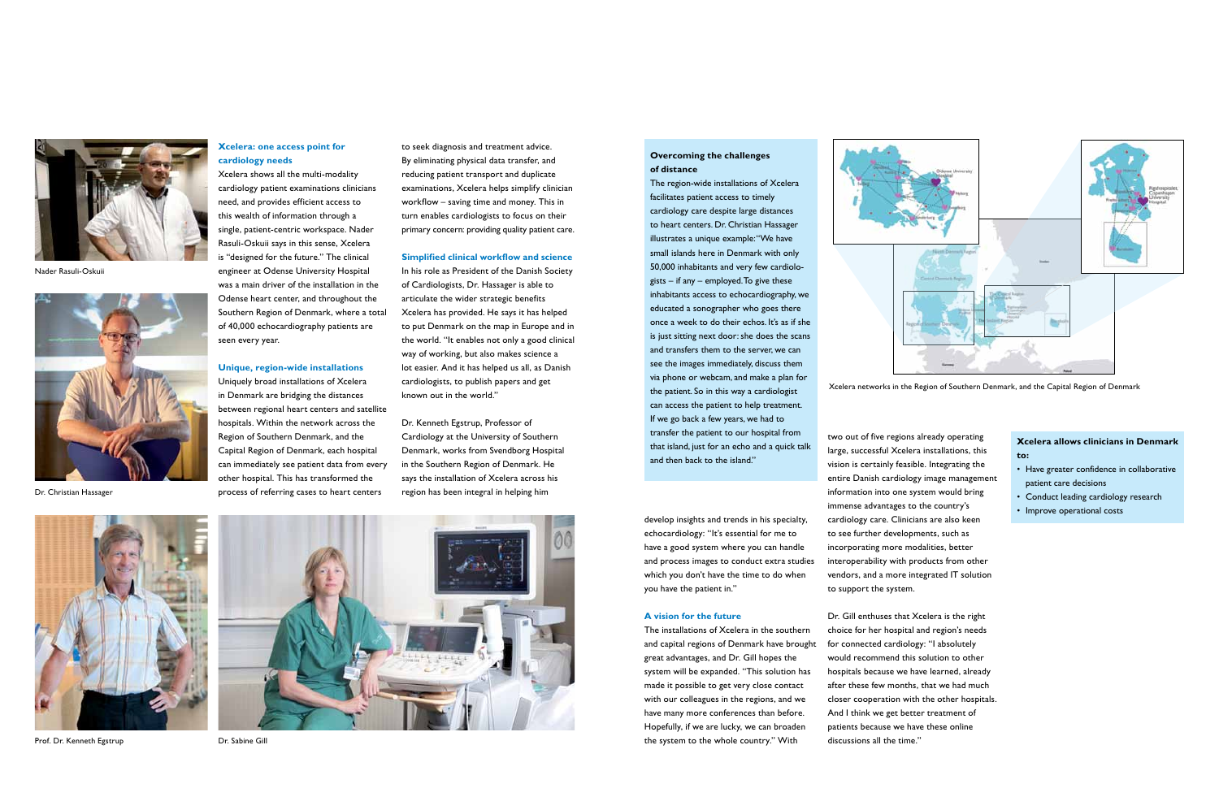## Xcelera: one access point for cardiology needs

Xcelera shows all the multi-modality cardiology patient examinations clinicians need, and provides efficient access to this wealth of information through a single, patient-centric workspace. Nader Rasuli-Oskuii says in this sense, Xcelera is "designed for the future." The clinical engineer at Odense University Hospital was a main driver of the installation in the Odense heart center, and throughout the Southern Region of Denmark, where a total of 40,000 echocardiography patients are seen every year.

## Unique, region-wide installations

Uniquely broad installations of Xcelera in Denmark are bridging the distances between regional heart centers and satellite hospitals. Within the network across the Region of Southern Denmark, and the Capital Region of Denmark, each hospital can immediately see patient data from every other hospital. This has transformed the process of referring cases to heart centers to seek diagnosis and treatment advice. By eliminating physical data transfer, and reducing patient transport and duplicate examinations, Xcelera helps simplify clinician workflow – saving time and money. This in turn enables cardiologists to focus on their primary concern: providing quality patient care.

## Simplified clinical workflow and science

In his role as President of the Danish Society of Cardiologists, Dr. Hassager is able to articulate the wider strategic benefits Xcelera has provided. He says it has helped to put Denmark on the map in Europe and in the world. "It enables not only a good clinical way of working, but also makes science a lot easier. And it has helped us all, as Danish cardiologists, to publish papers and get known out in the world."

Dr. Kenneth Egstrup, Professor of Cardiology at the University of Southern Denmark, works from Svendborg Hospital in the Southern Region of Denmark. He says the installation of Xcelera across his region has been integral in helping him develop insights and trends in his specialty, echocardiology: "It's essential for me to have a good system where you can handle and process images to conduct extra studies which you don't have the time to do when you have the patient in."

Nader Rasuli-Oskuii

Dr. Christian Hassager

Prof. Dr. Kenneth Egstrup

Dr. Sabine Gill

## Overcoming the challenges of distance

The region-wide installations of Xcelera facilitates patient access to timely cardiology care despite large distances to heart centers. Dr. Christian Hassager illustrates a unique example: "We have small islands here in Denmark with only 50,000 inhabitants and very few cardiologists – if any – employed. To give these inhabitants access to echocardiography, we educated a sonographer who goes there once a week to do their echos. It's as if she is just sitting next door: she does the scans and transfers them to the server, we can see the images immediately, discuss them via phone or webcam, and make a plan for the patient. So in this way a cardiologist can access the patient to help treatment. If we go back a few years, we had to transfer the patient to our hospital from that island, just for an echo and a quick talk and then back to the island."

Xcelera networks in the Region of Southern Denmark, and the Capital Region of Denmark

## A vision for the future

The installations of Xcelera in the southern and capital regions of Denmark have brought great advantages, and Dr. Gill hopes the system will be expanded. "This solution has made it possible to get very close contact with our colleagues in the regions, and we have many more conferences than before. Hopefully, if we are lucky, we can broaden the system to the whole country." With two out of five regions already operating large, successful Xcelera installations, this vision is certainly feasible. Integrating the entire Danish cardiology image management information into one system would bring immense advantages to the country's cardiology care. Clinicians are also keen to see further developments, such as incorporating more modalities, better interoperability with products from other vendors, and a more integrated IT solution to support the system.

Dr. Gill enthuses that Xcelera is the right choice for her hospital and region's needs for connected cardiology: "I absolutely would recommend this solution to other hospitals because we have learned, already after these few months, that we had much closer cooperation with the other hospitals. And I think we get better treatment of patients because we have these online discussions all the time."

### Xcelera allows clinicians in Denmark to:

- Have greater confidence in collaborative patient care decisions
- Conduct leading cardiology research
- Improve operational costs